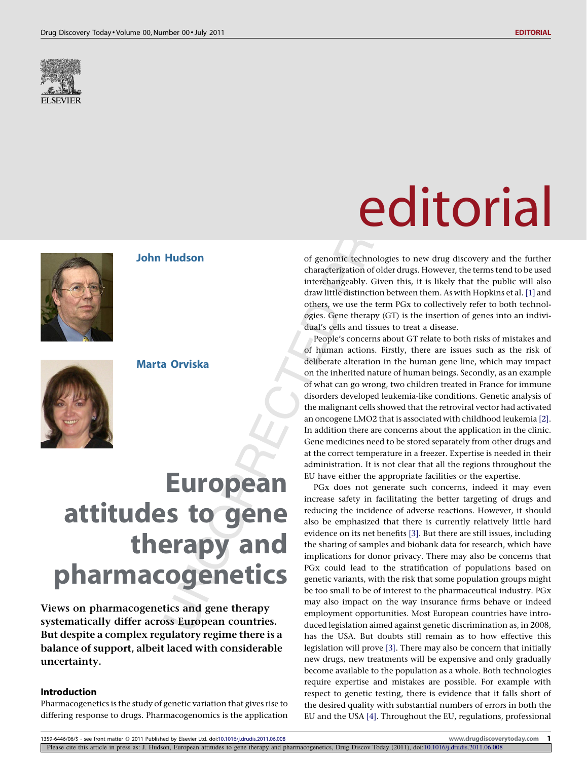# editorial

**John Hudson**

**Marta Orviska**

# European attitudes to gene therapy and pharmacogenetics

**Views on pharmacogenetics and gene therapy systematically differ across European countries. But despite a complex regulatory regime there is a balance of support, albeit laced with considerable uncertainty.**

## Introduction

Pharmacogenetics is the study of genetic variation that gives rise to differing response to drugs. Pharmacogenomics is the application of genomic technologies to new drug discovery and the further characterization of older drugs. However, the terms tend to be used interchangeably. Given this, it is likely that the public will also draw little distinction between them. As with Hopkins et al. [1] and others, we use the term PGx to collectively refer to both technologies. Gene therapy (GT) is the insertion of genes into an individual's cells and tissues to treat a disease.

People's concerns about GT relate to both risks of mistakes and of human actions. Firstly, there are issues such as the risk of deliberate alteration in the human gene line, which may impact on the inherited nature of human beings. Secondly, as an example of what can go wrong, two children treated in France for immune disorders developed leukemia-like conditions. Genetic analysis of the malignant cells showed that the retroviral vector had activated an oncogene LMO2 that is associated with childhood leukemia [2]. In addition there are concerns about the application in the clinic. Gene medicines need to be stored separately from other drugs and at the correct temperature in a freezer. Expertise is needed in their administration. It is not clear that all the regions throughout the EU have either the appropriate facilities or the expertise.

PGx does not generate such concerns, indeed it may even increase safety in facilitating the better targeting of drugs and reducing the incidence of adverse reactions. However, it should also be emphasized that there is currently relatively little hard evidence on its net benefits [3]. But there are still issues, including the sharing of samples and biobank data for research, which have implications for donor privacy. There may also be concerns that PGx could lead to the stratification of populations based on genetic variants, with the risk that some population groups might be too small to be of interest to the pharmaceutical industry. PGx may also impact on the way insurance firms behave or indeed employment opportunities. Most European countries have introduced legislation aimed against genetic discrimination as, in 2008, has the USA. But doubts still remain as to how effective this legislation will prove [3]. There may also be concern that initially new drugs, new treatments will be expensive and only gradually become available to the population as a whole. Both technologies require expertise and mistakes are possible. For example with respect to genetic testing, there is evidence that it falls short of the desired quality with substantial numbers of errors in both the EU and the USA [4]. Throughout the EU, regulations, professional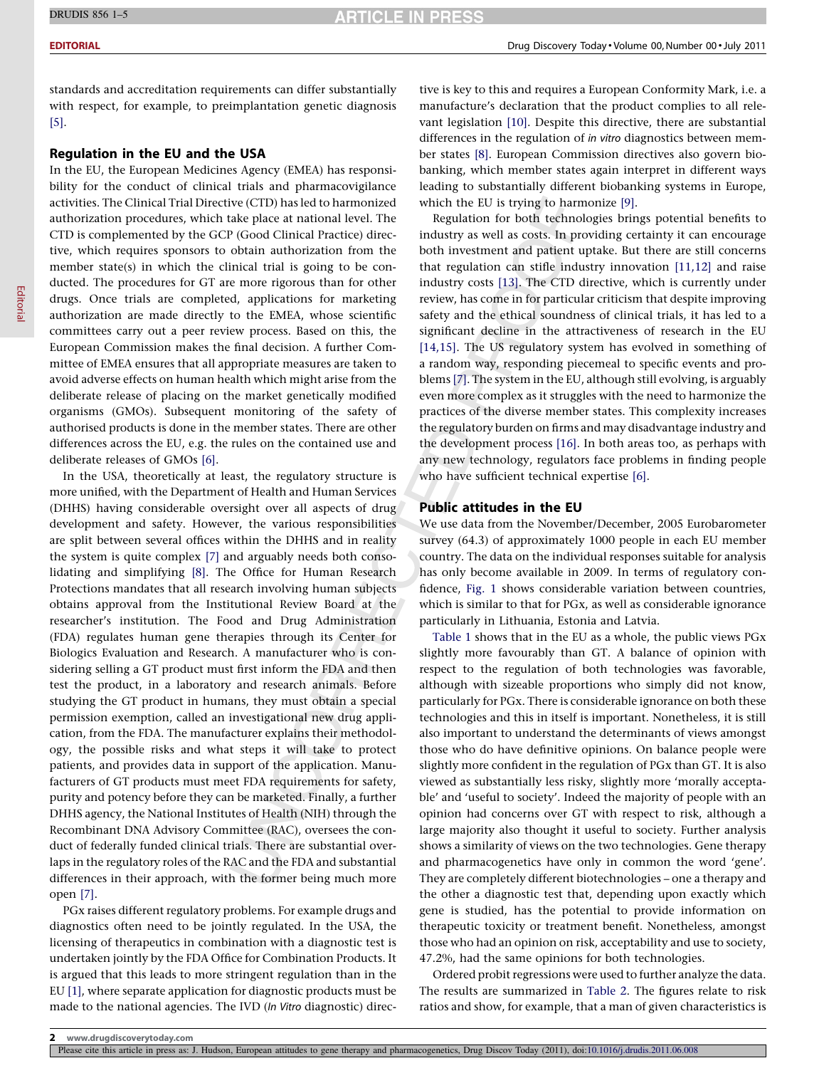standards and accreditation requirements can differ substantially with respect, for example, to preimplantation genetic diagnosis [5].

## Regulation in the EU and the USA

In the EU, the European Medicines Agency (EMEA) has responsibility for the conduct of clinical trials and pharmacovigilance activities. The Clinical Trial Directive (CTD) has led to harmonized authorization procedures, which take place at national level. The CTD is complemented by the GCP (Good Clinical Practice) directive, which requires sponsors to obtain authorization from the member state(s) in which the clinical trial is going to be conducted. The procedures for GT are more rigorous than for other drugs. Once trials are completed, applications for marketing authorization are made directly to the EMEA, whose scientific committees carry out a peer review process. Based on this, the European Commission makes the final decision. A further Committee of EMEA ensures that all appropriate measures are taken to avoid adverse effects on human health which might arise from the deliberate release of placing on the market genetically modified organisms (GMOs). Subsequent monitoring of the safety of authorised products is done in the member states. There are other differences across the EU, e.g. the rules on the contained use and deliberate releases of GMOs [6].

In the USA, theoretically at least, the regulatory structure is more unified, with the Department of Health and Human Services (DHHS) having considerable oversight over all aspects of drug development and safety. However, the various responsibilities are split between several offices within the DHHS and in reality the system is quite complex [7] and arguably needs both consolidating and simplifying [8]. The Office for Human Research Protections mandates that all research involving human subjects obtains approval from the Institutional Review Board at the researcher's institution. The Food and Drug Administration (FDA) regulates human gene therapies through its Center for Biologics Evaluation and Research. A manufacturer who is considering selling a GT product must first inform the FDA and then test the product, in a laboratory and research animals. Before studying the GT product in humans, they must obtain a special permission exemption, called an investigational new drug application, from the FDA. The manufacturer explains their methodology, the possible risks and what steps it will take to protect patients, and provides data in support of the application. Manufacturers of GT products must meet FDA requirements for safety, purity and potency before they can be marketed. Finally, a further DHHS agency, the National Institutes of Health (NIH) through the Recombinant DNA Advisory Committee (RAC), oversees the conduct of federally funded clinical trials. There are substantial overlaps in the regulatory roles of the RAC and the FDA and substantial differences in their approach, with the former being much more open [7].

PGx raises different regulatory problems. For example drugs and diagnostics often need to be jointly regulated. In the USA, the licensing of therapeutics in combination with a diagnostic test is undertaken jointly by the FDA Office for Combination Products. It is argued that this leads to more stringent regulation than in the EU [1], where separate application for diagnostic products must be made to the national agencies. The IVD (*In Vitro* diagnostic) directive is key to this and requires a European Conformity Mark, i.e. a manufacturer's declaration that the product complies to all relevant legislation [10]. Despite this directive, there are substantial differences in the regulation of *in vitro* diagnostics between member states [8]. European Commission directives also govern biobanking, which member states again interpret in different ways leading to substantially different biobanking systems in Europe, which the EU is trying to harmonize [9].

Regulation for both technologies brings potential benefits to industry as well as costs. In providing certainty it can encourage both investment and patient uptake. But there are still concerns that regulation can stifle industry innovation [11,12] and raise industry costs [13]. The CTD directive, which is currently under review, has come in for particular criticism that despite improving safety and the ethical soundness of clinical trials, it has led to a significant decline in the attractiveness of research in the EU [14,15]. The US regulatory system has evolved in something of a random way, responding piecemeal to specific events and problems [7]. The system in the EU, although still evolving, is arguably even more complex as it struggles with the need to harmonize the practices of the diverse member states. This complexity increases the regulatory burden on firms and may disadvantage industry and the development process [16]. In both areas too, as perhaps with any new technology, regulators face problems in finding people who have sufficient technical expertise [6].

## Public attitudes in the EU

We use data from the November/December, 2005 Eurobarometer survey (64.3) of approximately 1000 people in each EU member country. The data on the individual responses suitable for analysis has only become available in 2009. In terms of regulatory confidence, Fig. 1 shows considerable variation between countries, which is similar to that for PGx, as well as considerable ignorance particularly in Lithuania, Estonia and Latvia.

Table 1 shows that in the EU as a whole, the public views PGx slightly more favourably than GT. A balance of opinion with respect to the regulation of both technologies was favorable, although with sizeable proportions who simply did not know, particularly for PGx. There is considerable ignorance on both these technologies and this in itself is important. Nonetheless, it is still also important to understand the determinants of views amongst those who do have definitive opinions. On balance people were slightly more confident in the regulation of PGx than GT. It is also viewed as substantially less risky, slightly more 'morally acceptable' and 'useful to society'. Indeed the majority of people with an opinion had concerns over GT with respect to risk, although a large majority also thought it useful to society. Further analysis shows a similarity of views on the two technologies. Gene therapy and pharmacogenetics have only in common the word 'gene'. They are completely different biotechnologies – one a therapy and the other a diagnostic test that, depending upon exactly which gene is studied, has the potential to provide information on therapeutic toxicity or treatment benefit. Nonetheless, amongst those who had an opinion on risk, acceptability and use to society, 47.2%, had the same opinions for both technologies.

Ordered probit regressions were used to further analyze the data. The results are summarized in Table 2. The figures relate to risk ratios and show, for example, that a man of given characteristics is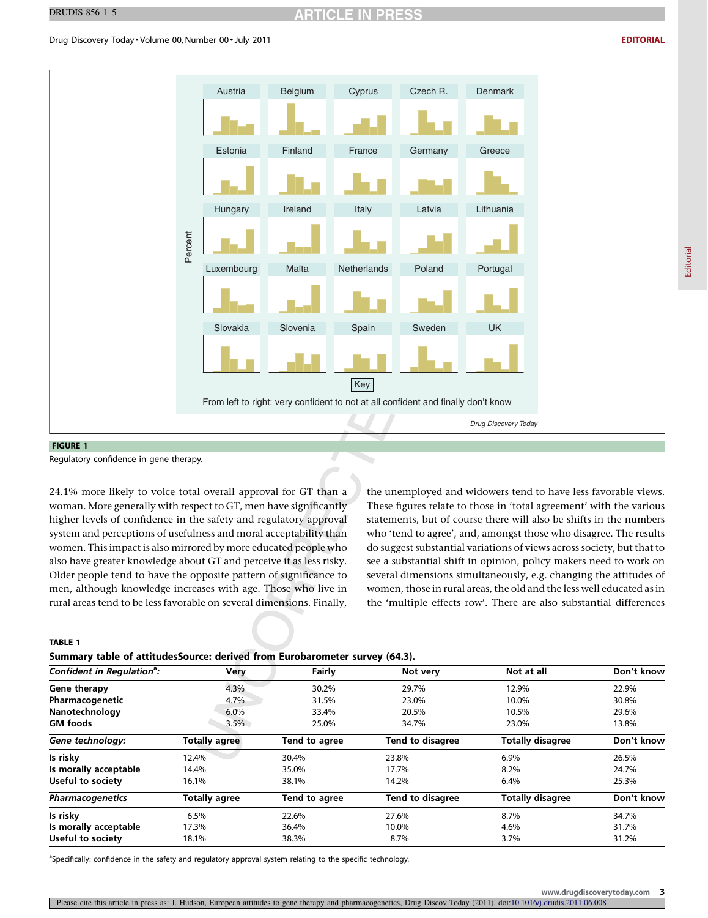**FIGURE 1**

Regulatory confidence in gene therapy.

24.1% more likely to voice total overall approval for GT than a woman. More generally with respect to GT, men have significantly higher levels of confidence in the safety and regulatory approval system and perceptions of usefulness and moral acceptability than women. This impact is also mirrored by more educated people who also have greater knowledge about GT and perceive it as less risky. Older people tend to have the opposite pattern of significance to men, although knowledge increases with age. Those who live in rural areas tend to be less favorable on several dimensions. Finally, the unemployed and widowers tend to have less favorable views. These figures relate to those in 'total agreement' with the various statements, but of course there will also be shifts in the numbers who 'tend to agree', and, amongst those who disagree. The results do suggest substantial variations of views across society, but that to see a substantial shift in opinion, policy makers need to work on several dimensions simultaneously, e.g. changing the attitudes of women, those in rural areas, the old and the less well educated as in the 'multiple effects row'. There are also substantial differences

**TABLE 1**

**Summary table of attitudesSource: derived from Eurobarometer survey (64.3).**

| *Confident in Regulation*[a]: | Very | Fairly | Not very | Not at all | Don't know |
|---|---|---|---|---|---|
| **Gene therapy** | 4.3% | 30.2% | 29.7% | 12.9% | 22.9% |
| **Pharmacogenetic** | 4.7% | 31.5% | 23.0% | 10.0% | 30.8% |
| **Nanotechnology** | 6.0% | 33.4% | 20.5% | 10.5% | 29.6% |
| **GM foods** | 3.5% | 25.0% | 34.7% | 23.0% | 13.8% |
| ***Gene technology:*** | **Totally agree** | **Tend to agree** | **Tend to disagree** | **Totally disagree** | **Don't know** |
| **Is risky** | 12.4% | 30.4% | 23.8% | 6.9% | 26.5% |
| **Is morally acceptable** | 14.4% | 35.0% | 17.7% | 8.2% | 24.7% |
| **Useful to society** | 16.1% | 38.1% | 14.2% | 6.4% | 25.3% |
| ***Pharmacogenetics*** | **Totally agree** | **Tend to agree** | **Tend to disagree** | **Totally disagree** | **Don't know** |
| **Is risky** | 6.5% | 22.6% | 27.6% | 8.7% | 34.7% |
| **Is morally acceptable** | 17.3% | 36.4% | 10.0% | 4.6% | 31.7% |
| **Useful to society** | 18.1% | 38.3% | 8.7% | 3.7% | 31.2% |

[a]Specifically: confidence in the safety and regulatory approval system relating to the specific technology.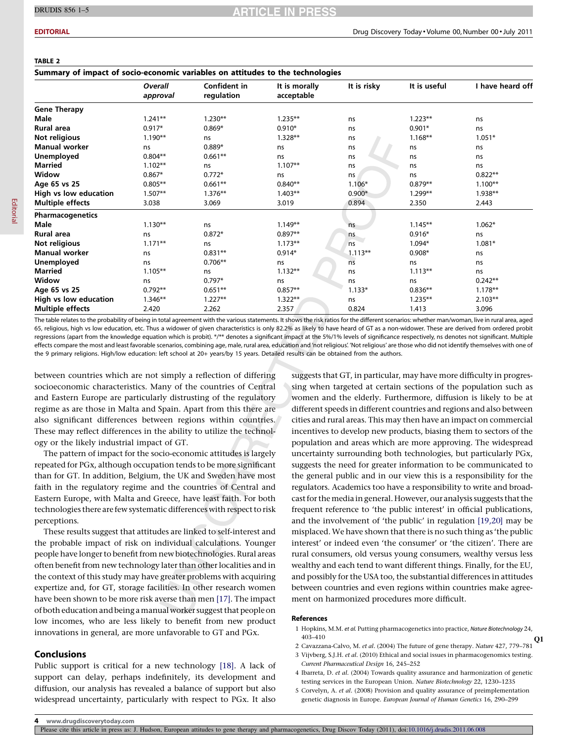**TABLE 2**

**Summary of impact of socio-economic variables on attitudes to the technologies**

| | *Overall approval* | Confident in regulation | It is morally acceptable | It is risky | It is useful | I have heard off |
|---|---|---|---|---|---|---|
| **Gene Therapy** | | | | | | |
| **Male** | 1.241** | 1.230** | 1.235** | ns | 1.223** | ns |
| **Rural area** | 0.917* | 0.869* | 0.910* | ns | 0.901* | ns |
| **Not religious** | 1.190** | ns | 1.328** | ns | 1.168** | 1.051* |
| **Manual worker** | ns | 0.889* | ns | ns | ns | ns |
| **Unemployed** | 0.804** | 0.661** | ns | ns | ns | ns |
| **Married** | 1.102** | ns | 1.107** | ns | ns | ns |
| **Widow** | 0.867* | 0.772* | ns | ns | ns | 0.822** |
| **Age 65 vs 25** | 0.805** | 0.661** | 0.840** | 1.106* | 0.879** | 1.100** |
| **High vs low education** | 1.507** | 1.376** | 1.403** | 0.900* | 1.299** | 1.938** |
| **Multiple effects** | 3.038 | 3.069 | 3.019 | 0.894 | 2.350 | 2.443 |
| **Pharmacogenetics** | | | | | | |
| **Male** | 1.130** | ns | 1.149** | ns | 1.145** | 1.062* |
| **Rural area** | ns | 0.872* | 0.897** | ns | 0.916* | ns |
| **Not religious** | 1.171** | ns | 1.173** | ns | 1.094* | 1.081* |
| **Manual worker** | ns | 0.831** | 0.914* | 1.113** | 0.908* | ns |
| **Unemployed** | ns | 0.706** | ns | ns | ns | ns |
| **Married** | 1.105** | ns | 1.132** | ns | 1.113** | ns |
| **Widow** | ns | 0.797* | ns | ns | ns | 0.242** |
| **Age 65 vs 25** | 0.792** | 0.651** | 0.857** | 1.133* | 0.836** | 1.178** |
| **High vs low education** | 1.346** | 1.227** | 1.322** | ns | 1.235** | 2.103** |
| **Multiple effects** | 2.420 | 2.262 | 2.357 | 0.824 | 1.413 | 3.096 |

The table relates to the probability of being in total agreement with the various statements. It shows the risk ratios for the different scenarios: whether man/woman, live in rural area, aged 65, religious, high vs low education, etc. Thus a widower of given characteristics is only 82.2% as likely to have heard of GT as a non-widower. These are derived from ordered probit regressions (apart from the knowledge equation which is probit). */** denotes a significant impact at the 5%/1% levels of significance respectively, ns denotes not significant. Multiple effects compare the most and least favorable scenarios, combining age, male, rural area, education and 'not religious'. 'Not religious' are those who did not identify themselves with one of the 9 primary religions. High/low education: left school at 20+ years/by 15 years. Detailed results can be obtained from the authors.

between countries which are not simply a reflection of differing socioeconomic characteristics. Many of the countries of Central and Eastern Europe are particularly distrusting of the regulatory regime as are those in Malta and Spain. Apart from this there are also significant differences between regions within countries. These may reflect differences in the ability to utilize the technology or the likely industrial impact of GT.

The pattern of impact for the socio-economic attitudes is largely repeated for PGx, although occupation tends to be more significant than for GT. In addition, Belgium, the UK and Sweden have most faith in the regulatory regime and the countries of Central and Eastern Europe, with Malta and Greece, have least faith. For both technologies there are few systematic differences with respect to risk perceptions.

These results suggest that attitudes are linked to self-interest and the probable impact of risk on individual calculations. Younger people have longer to benefit from new biotechnologies. Rural areas often benefit from new technology later than other localities and in the context of this study may have greater problems with acquiring expertize and, for GT, storage facilities. In other research women have been shown to be more risk averse than men [17]. The impact of both education and being a manual worker suggest that people on low incomes, who are less likely to benefit from new product innovations in general, are more unfavorable to GT and PGx.

## Conclusions

Public support is critical for a new technology [18]. A lack of support can delay, perhaps indefinitely, its development and diffusion, our analysis has revealed a balance of support but also widespread uncertainty, particularly with respect to PGx. It also suggests that GT, in particular, may have more difficulty in progressing when targeted at certain sections of the population such as women and the elderly. Furthermore, diffusion is likely to be at different speeds in different countries and regions and also between cities and rural areas. This may then have an impact on commercial incentives to develop new products, biasing them to sectors of the population and areas which are more approving. The widespread uncertainty surrounding both technologies, but particularly PGx, suggests the need for greater information to be communicated to the general public and in our view this is a responsibility for the regulators. Academics too have a responsibility to write and broadcast for the media in general. However, our analysis suggests that the frequent reference to 'the public interest' in official publications, and the involvement of 'the public' in regulation [19,20] may be misplaced. We have shown that there is no such thing as 'the public interest' or indeed even 'the consumer' or 'the citizen'. There are rural consumers, old versus young consumers, wealthy versus less wealthy and each tend to want different things. Finally, for the EU, and possibly for the USA too, the substantial differences in attitudes between countries and even regions within countries make agreement on harmonized procedures more difficult.

### References

1 Hopkins, M.M. *et al.* Putting pharmacogenetics into practice, *Nature Biotechnology* 24, 403–410

2 Cavazzana-Calvo, M. *et al.* (2004) The future of gene therapy. *Nature* 427, 779–781

3 Vijverberg, S.J.H. *et al.* (2010) Ethical and social issues in pharmacogenomics testing. *Current Pharmaceutical Design* 16, 245–252

4 Ibarreta, D. *et al.* (2004) Towards quality assurance and harmonization of genetic testing services in the European Union. *Nature Biotechnology* 22, 1230–1235

5 Corvelyn, A. *et al.* (2008) Provision and quality assurance of preimplementation genetic diagnosis in Europe. *European Journal of Human Genetics* 16, 290–299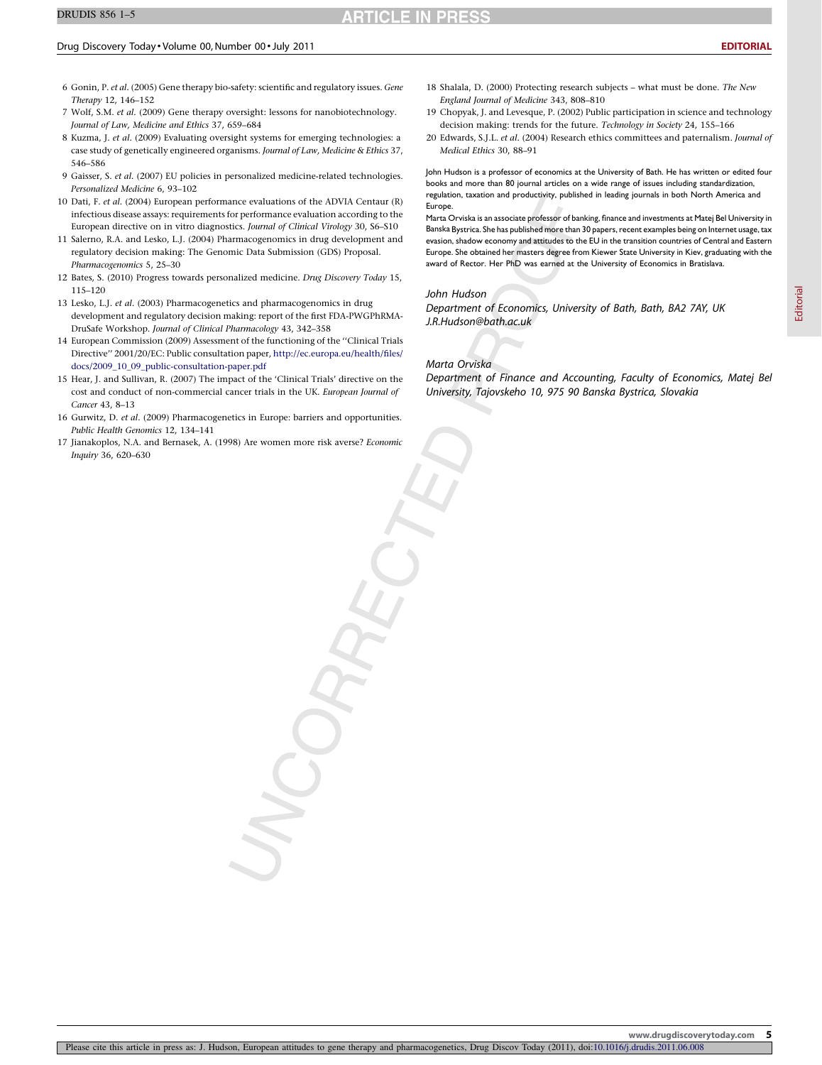6 Gonin, P. *et al*. (2005) Gene therapy bio-safety: scientific and regulatory issues. *Gene Therapy* 12, 146–152

7 Wolf, S.M. *et al.* (2009) Gene therapy oversight: lessons for nanobiotechnology. *Journal of Law, Medicine and Ethics* 37, 659–684

8 Kuzma, J. *et al*. (2009) Evaluating oversight systems for emerging technologies: a case study of genetically engineered organisms. *Journal of Law, Medicine & Ethics* 37, 546–586

9 Gaisser, S. *et al*. (2007) EU policies in personalized medicine-related technologies. *Personalized Medicine* 6, 93–102

10 Dati, F. *et al.* (2004) European performance evaluations of the ADVIA Centaur (R) infectious disease assays: requirements for performance evaluation according to the European directive on in vitro diagnostics. *Journal of Clinical Virology* 30, S6–S10

11 Salerno, R.A. and Lesko, L.J. (2004) Pharmacogenomics in drug development and regulatory decision making: The Genomic Data Submission (GDS) Proposal. *Pharmacogenomics* 5, 25–30

12 Bates, S. (2010) Progress towards personalized medicine. *Drug Discovery Today* 15, 115–120

13 Lesko, L.J. *et al*. (2003) Pharmacogenetics and pharmacogenomics in drug development and regulatory decision making: report of the first FDA-PWGPhRMA-DruSafe Workshop. *Journal of Clinical Pharmacology* 43, 342–358

14 European Commission (2009) Assessment of the functioning of the ''Clinical Trials Directive'' 2001/20/EC: Public consultation paper, http://ec.europa.eu/health/files/docs/2009_10_09_public-consultation-paper.pdf

15 Hear, J. and Sullivan, R. (2007) The impact of the 'Clinical Trials' directive on the cost and conduct of non-commercial cancer trials in the UK. *European Journal of Cancer* 43, 8–13

16 Gurwitz, D. *et al*. (2009) Pharmacogenetics in Europe: barriers and opportunities. *Public Health Genomics* 12, 134–141

17 Jianakoplos, N.A. and Bernasek, A. (1998) Are women more risk averse? *Economic Inquiry* 36, 620–630

18 Shalala, D. (2000) Protecting research subjects – what must be done. *The New England Journal of Medicine* 343, 808–810

19 Chopyak, J. and Levesque, P. (2002) Public participation in science and technology decision making: trends for the future. *Technology in Society* 24, 155–166

20 Edwards, S.J.L. *et al*. (2004) Research ethics committees and paternalism. *Journal of Medical Ethics* 30, 88–91

John Hudson is a professor of economics at the University of Bath. He has written or edited four books and more than 80 journal articles on a wide range of issues including standardization, regulation, taxation and productivity, published in leading journals in both North America and Europe.

Marta Orviska is an associate professor of banking, finance and investments at Matej Bel University in Banska Bystrica. She has published more than 30 papers, recent examples being on Internet usage, tax evasion, shadow economy and attitudes to the EU in the transition countries of Central and Eastern Europe. She obtained her masters degree from Kiewer State University in Kiev, graduating with the award of Rector. Her PhD was earned at the University of Economics in Bratislava.

*John Hudson*
*Department of Economics, University of Bath, Bath, BA2 7AY, UK*
*J.R.Hudson@bath.ac.uk*

*Marta Orviska*
*Department of Finance and Accounting, Faculty of Economics, Matej Bel University, Tajovskeho 10, 975 90 Banska Bystrica, Slovakia*